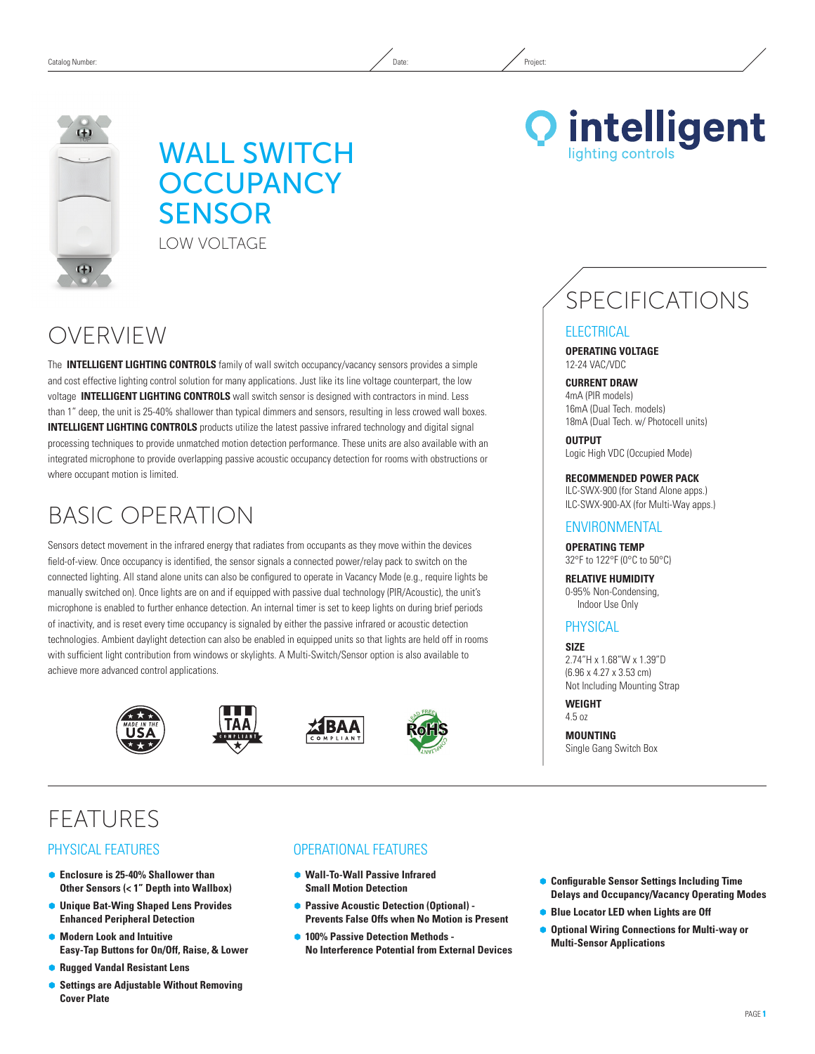Catalog Number: Date: Project:

# WALL SWITCH OCCUPANCY SENSOR

LOW VOLTAGE

intelligent lighting controls

## OVERVIEW

The **INTELLIGENT LIGHTING CONTROLS** family of wall switch occupancy/vacancy sensors provides a simple and cost effective lighting control solution for many applications. Just like its line voltage counterpart, the low voltage **INTELLIGENT LIGHTING CONTROLS** wall switch sensor is designed with contractors in mind. Less than 1" deep, the unit is 25-40% shallower than typical dimmers and sensors, resulting in less crowed wall boxes. **INTELLIGENT LIGHTING CONTROLS** products utilize the latest passive infrared technology and digital signal processing techniques to provide unmatched motion detection performance. These units are also available with an integrated microphone to provide overlapping passive acoustic occupancy detection for rooms with obstructions or where occupant motion is limited.

## BASIC OPERATION

Sensors detect movement in the infrared energy that radiates from occupants as they move within the devices field-of-view. Once occupancy is identified, the sensor signals a connected power/relay pack to switch on the connected lighting. All stand alone units can also be configured to operate in Vacancy Mode (e.g., require lights be manually switched on). Once lights are on and if equipped with passive dual technology (PIR/Acoustic), the unit's microphone is enabled to further enhance detection. An internal timer is set to keep lights on during brief periods of inactivity, and is reset every time occupancy is signaled by either the passive infrared or acoustic detection technologies. Ambient daylight detection can also be enabled in equipped units so that lights are held off in rooms with sufficient light contribution from windows or skylights. A Multi-Switch/Sensor option is also available to achieve more advanced control applications.

MADE IN THE USA · TAA COMPLIANT · BAA COMPLIANT · LEAD FREE RoHS COMPLIANT

## SPECIFICATIONS

### ELECTRICAL

**OPERATING VOLTAGE**
12-24 VAC/VDC

**CURRENT DRAW**
4mA (PIR models)
16mA (Dual Tech. models)
18mA (Dual Tech. w/ Photocell units)

**OUTPUT**
Logic High VDC (Occupied Mode)

**RECOMMENDED POWER PACK**
ILC-SWX-900 (for Stand Alone apps.)
ILC-SWX-900-AX (for Multi-Way apps.)

### ENVIRONMENTAL

**OPERATING TEMP**
32°F to 122°F (0°C to 50°C)

**RELATIVE HUMIDITY**
0-95% Non-Condensing,
Indoor Use Only

### PHYSICAL

**SIZE**
2.74"H x 1.68"W x 1.39"D
(6.96 x 4.27 x 3.53 cm)
Not Including Mounting Strap

**WEIGHT**
4.5 oz

**MOUNTING**
Single Gang Switch Box

## FEATURES

### PHYSICAL FEATURES

- **Enclosure is 25-40% Shallower than Other Sensors (< 1" Depth into Wallbox)**
- **Unique Bat-Wing Shaped Lens Provides Enhanced Peripheral Detection**
- **Modern Look and Intuitive Easy-Tap Buttons for On/Off, Raise, & Lower**
- **Rugged Vandal Resistant Lens**
- **Settings are Adjustable Without Removing Cover Plate**

### OPERATIONAL FEATURES

- **Wall-To-Wall Passive Infrared Small Motion Detection**
- **Passive Acoustic Detection (Optional) - Prevents False Offs when No Motion is Present**
- **100% Passive Detection Methods - No Interference Potential from External Devices**
- **Configurable Sensor Settings Including Time Delays and Occupancy/Vacancy Operating Modes**
- **Blue Locator LED when Lights are Off**
- **Optional Wiring Connections for Multi-way or Multi-Sensor Applications**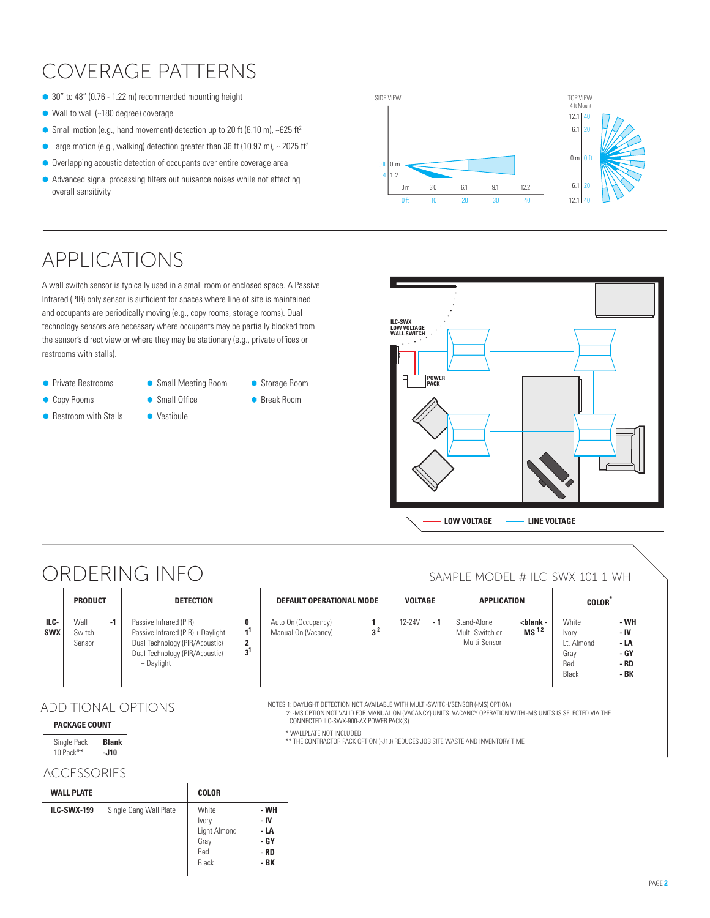# COVERAGE PATTERNS

- 30" to 48" (0.76 - 1.22 m) recommended mounting height
- Wall to wall (~180 degree) coverage
- Small motion (e.g., hand movement) detection up to 20 ft (6.10 m), ~625 ft²
- Large motion (e.g., walking) detection greater than 36 ft (10.97 m), ~ 2025 ft²
- Overlapping acoustic detection of occupants over entire coverage area
- Advanced signal processing filters out nuisance noises while not effecting overall sensitivity

SIDE VIEW

TOP VIEW
4 ft Mount

# APPLICATIONS

A wall switch sensor is typically used in a small room or enclosed space. A Passive Infrared (PIR) only sensor is sufficient for spaces where line of site is maintained and occupants are periodically moving (e.g., copy rooms, storage rooms). Dual technology sensors are necessary where occupants may be partially blocked from the sensor's direct view or where they may be stationary (e.g., private offices or restrooms with stalls).

- Private Restrooms
- Copy Rooms
- Restroom with Stalls
- Small Meeting Room
- Small Office
- Vestibule
- Storage Room
- Break Room

ILC-SWX LOW VOLTAGE WALL SWITCH

POWER PACK

LOW VOLTAGE — LINE VOLTAGE

# ORDERING INFO

SAMPLE MODEL # ILC-SWX-101-1-WH

| | PRODUCT | | DETECTION | | DEFAULT OPERATIONAL MODE | | VOLTAGE | | APPLICATION | | COLOR* | |
|---|---|---|---|---|---|---|---|---|---|---|---|---|
| **ILC-SWX** | Wall Switch Sensor | **-1** | Passive Infrared (PIR) | **0** | Auto On (Occupancy) | **1** | 12-24V | **-1** | Stand-Alone | **<blank>** | White | **-WH** |
| | | | Passive Infrared (PIR) + Daylight | **1**[1] | Manual On (Vacancy) | **3**[2] | | | Multi-Switch or Multi-Sensor | **-MS**[1,2] | Ivory | **-IV** |
| | | | Dual Technology (PIR/Acoustic) | **2** | | | | | | | Lt. Almond | **-LA** |
| | | | Dual Technology (PIR/Acoustic) + Daylight | **3**[1] | | | | | | | Gray | **-GY** |
| | | | | | | | | | | | Red | **-RD** |
| | | | | | | | | | | | Black | **-BK** |

## ADDITIONAL OPTIONS

| PACKAGE COUNT | |
|---|---|
| Single Pack | **Blank** |
| 10 Pack** | **-J10** |

NOTES 1: DAYLIGHT DETECTION NOT AVAILABLE WITH MULTI-SWITCH/SENSOR (-MS) OPTION)
2: -MS OPTION NOT VALID FOR MANUAL ON (VACANCY) UNITS. VACANCY OPERATION WITH -MS UNITS IS SELECTED VIA THE CONNECTED ILC-SWX-900-AX POWER PACK(S).

* WALLPLATE NOT INCLUDED
** THE CONTRACTOR PACK OPTION (-J10) REDUCES JOB SITE WASTE AND INVENTORY TIME

## ACCESSORIES

| WALL PLATE | | COLOR | |
|---|---|---|---|
| **ILC-SWX-199** | Single Gang Wall Plate | White | **-WH** |
| | | Ivory | **-IV** |
| | | Light Almond | **-LA** |
| | | Gray | **-GY** |
| | | Red | **-RD** |
| | | Black | **-BK** |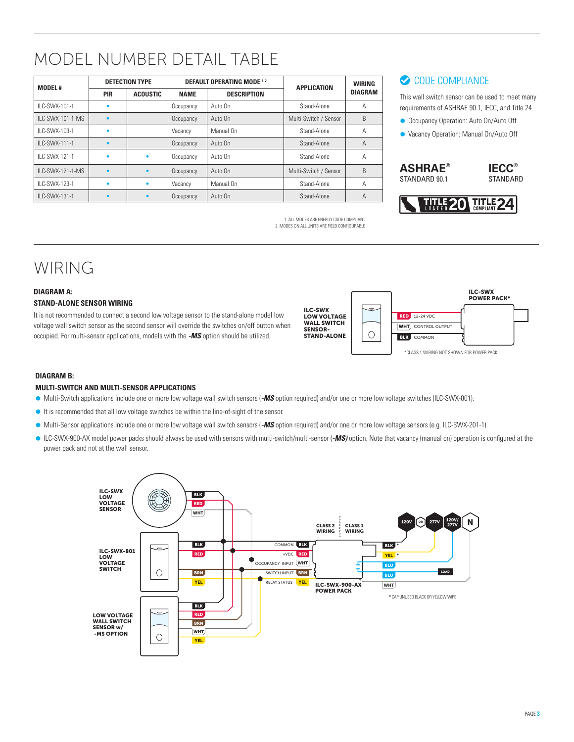# MODEL NUMBER DETAIL TABLE

| MODEL # | DETECTION TYPE | | DEFAULT OPERATING MODE [1,2] | | APPLICATION | WIRING DIAGRAM |
|---|---|---|---|---|---|---|
| | PIR | ACOUSTIC | NAME | DESCRIPTION | | |
| ILC-SWX-101-1 | • | | Occupancy | Auto On | Stand-Alone | A |
| ILC-SWX-101-1-MS | • | | Occupancy | Auto On | Multi-Switch / Sensor | B |
| ILC-SWX-103-1 | • | | Vacancy | Manual On | Stand-Alone | A |
| ILC-SWX-111-1 | • | | Occupancy | Auto On | Stand-Alone | A |
| ILC-SWX-121-1 | • | • | Occupancy | Auto On | Stand-Alone | A |
| ILC-SWX-121-1-MS | • | • | Occupancy | Auto On | Multi-Switch / Sensor | B |
| ILC-SWX-123-1 | • | • | Vacancy | Manual On | Stand-Alone | A |
| ILC-SWX-131-1 | • | • | Occupancy | Auto On | Stand-Alone | A |

1. ALL MODES ARE ENERGY CODE COMPLIANT
2. MODES ON ALL UNITS ARE FIELD CONFIGURABLE

## CODE COMPLIANCE

This wall switch sensor can be used to meet many requirements of ASHRAE 90.1, IECC, and Title 24.

- Occupancy Operation: Auto On/Auto Off
- Vacancy Operation: Manual On/Auto Off

**ASHRAE®** STANDARD 90.1

**IECC®** STANDARD

TITLE 20 LISTED | TITLE 24 COMPLIANT

# WIRING

### DIAGRAM A:
### STAND-ALONE SENSOR WIRING

It is not recommended to connect a second low voltage sensor to the stand-alone model low voltage wall switch sensor as the second sensor will override the switches on/off button when occupied. For multi-sensor applications, models with the ***-MS*** option should be utilized.

ILC-SWX LOW VOLTAGE WALL SWITCH SENSOR-STAND-ALONE

RED 12-24 VDC
WHT CONTROL OUTPUT
BLK COMMON

ILC-SWX POWER PACK*

*CLASS 1 WIRING NOT SHOWN FOR POWER PACK

### DIAGRAM B:
### MULTI-SWITCH AND MULTI-SENSOR APPLICATIONS

- Multi-Switch applications include one or more low voltage wall switch sensors (***-MS*** option required) and/or one or more low voltage switches (ILC-SWX-801).
- It is recommended that all low voltage switches be within the line-of-sight of the sensor.
- Multi-Sensor applications include one or more low voltage wall switch sensors (***-MS*** option required) and/or one or more low voltage sensors (e.g. ILC-SWX-201-1).
- ILC-SWX-900-AX model power packs should always be used with sensors with multi-switch/multi-sensor (***-MS)*** option. Note that vacancy (manual on) operation is configured at the power pack and not at the wall sensor.

ILC-SWX LOW VOLTAGE SENSOR: BLK, RED, WHT

ILC-SWX-801 LOW VOLTAGE SWITCH: BLK, RED, BRN, YEL

LOW VOLTAGE WALL SWITCH SENSOR w/ -MS OPTION: BLK, RED, BRN, WHT, YEL

CLASS 2 WIRING | CLASS 1 WIRING

ILC-SWX-900-AX POWER PACK: COMMON BLK, +VDC RED, OCCUPANCY INPUT WHT, SWITCH INPUT BRN, RELAY STATUS YEL; BLK*, YEL*, BLU, BLU, WHT

120V OR 277V, 120V/277V, N, LOAD

* CAP UNUSED BLACK OR YELLOW WIRE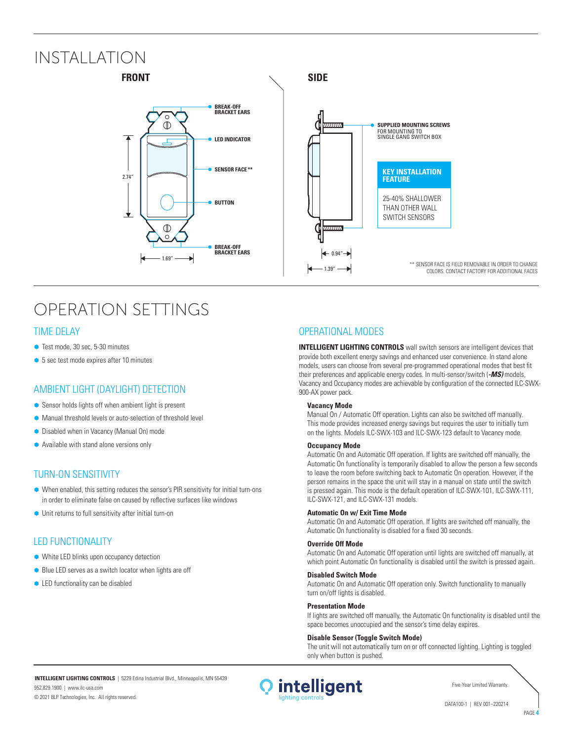# INSTALLATION

## FRONT

BREAK-OFF BRACKET EARS

LED INDICATOR

SENSOR FACE**

BUTTON

BREAK-OFF BRACKET EARS

2.74"

1.69"

## SIDE

**SUPPLIED MOUNTING SCREWS** FOR MOUNTING TO SINGLE GANG SWITCH BOX

**KEY INSTALLATION FEATURE**

25-40% SHALLOWER THAN OTHER WALL SWITCH SENSORS

0.94"

1.39"

** SENSOR FACE IS FIELD REMOVABLE IN ORDER TO CHANGE COLORS. CONTACT FACTORY FOR ADDITIONAL FACES

# OPERATION SETTINGS

## TIME DELAY

- Test mode, 30 sec, 5-30 minutes
- 5 sec test mode expires after 10 minutes

## AMBIENT LIGHT (DAYLIGHT) DETECTION

- Sensor holds lights off when ambient light is present
- Manual threshold levels or auto-selection of threshold level
- Disabled when in Vacancy (Manual On) mode
- Available with stand alone versions only

## TURN-ON SENSITIVITY

- When enabled, this setting reduces the sensor's PIR sensitivity for initial turn-ons in order to eliminate false on caused by reflective surfaces like windows
- Unit returns to full sensitivity after initial turn-on

## LED FUNCTIONALITY

- White LED blinks upon occupancy detection
- Blue LED serves as a switch locator when lights are off
- LED functionality can be disabled

## OPERATIONAL MODES

**INTELLIGENT LIGHTING CONTROLS** wall switch sensors are intelligent devices that provide both excellent energy savings and enhanced user convenience. In stand alone models, users can choose from several pre-programmed operational modes that best fit their preferences and applicable energy codes. In multi-sensor/switch (***-MS)*** models, Vacancy and Occupancy modes are achievable by configuration of the connected ILC-SWX-900-AX power pack.

**Vacancy Mode**
Manual On / Automatic Off operation. Lights can also be switched off manually. This mode provides increased energy savings but requires the user to initially turn on the lights. Models ILC-SWX-103 and ILC-SWX-123 default to Vacancy mode.

**Occupancy Mode**
Automatic On and Automatic Off operation. If lights are switched off manually, the Automatic On functionality is temporarily disabled to allow the person a few seconds to leave the room before switching back to Automatic On operation. However, if the person remains in the space the unit will stay in a manual on state until the switch is pressed again. This mode is the default operation of ILC-SWX-101, ILC-SWX-111, ILC-SWX-121, and ILC-SWX-131 models.

**Automatic On w/ Exit Time Mode**
Automatic On and Automatic Off operation. If lights are switched off manually, the Automatic On functionality is disabled for a fixed 30 seconds.

**Override Off Mode**
Automatic On and Automatic Off operation until lights are switched off manually, at which point Automatic On functionality is disabled until the switch is pressed again.

**Disabled Switch Mode**
Automatic On and Automatic Off operation only. Switch functionality to manually turn on/off lights is disabled.

**Presentation Mode**
If lights are switched off manually, the Automatic On functionality is disabled until the space becomes unoccupied and the sensor's time delay expires.

**Disable Sensor (Toggle Switch Mode)**
The unit will not automatically turn on or off connected lighting. Lighting is toggled only when button is pushed.

**INTELLIGENT LIGHTING CONTROLS** | 5229 Edina Industrial Blvd., Minneapolis, MN 55439
952.829.1900 | www.ilc-usa.com
© 2021 BLP Technologies, Inc. All rights reserved.

Five-Year Limited Warranty.

DATA100-1 | REV 001–220214